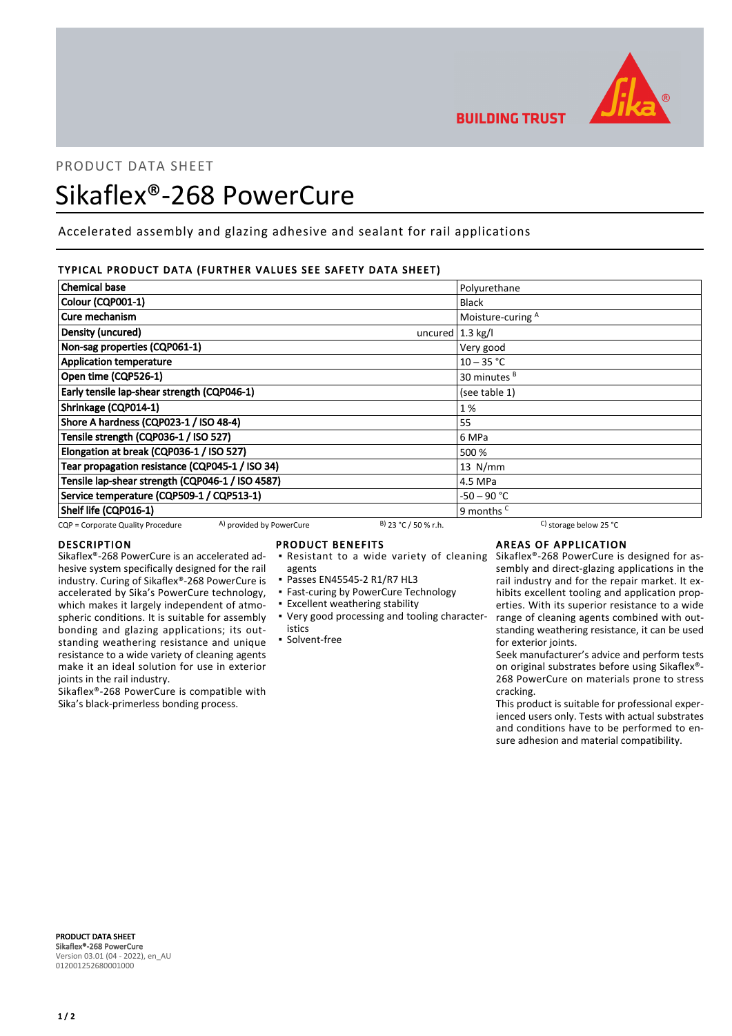PRODUCT DATA SHEET

# Sikaflex®-268 PowerCure

Accelerated assembly and glazing adhesive and sealant for rail applications

## TYPICAL PRODUCT DATA (FURTHER VALUES SEE SAFETY DATA SHEET)

| Property | | Value |
|---|---|---|
| Chemical base | | Polyurethane |
| Colour (CQP001-1) | | Black |
| Cure mechanism | | Moisture-curing [A] |
| Density (uncured) | uncured | 1.3 kg/l |
| Non-sag properties (CQP061-1) | | Very good |
| Application temperature | | 10 – 35 °C |
| Open time (CQP526-1) | | 30 minutes [B] |
| Early tensile lap-shear strength (CQP046-1) | | (see table 1) |
| Shrinkage (CQP014-1) | | 1 % |
| Shore A hardness (CQP023-1 / ISO 48-4) | | 55 |
| Tensile strength (CQP036-1 / ISO 527) | | 6 MPa |
| Elongation at break (CQP036-1 / ISO 527) | | 500 % |
| Tear propagation resistance (CQP045-1 / ISO 34) | | 13 N/mm |
| Tensile lap-shear strength (CQP046-1 / ISO 4587) | | 4.5 MPa |
| Service temperature (CQP509-1 / CQP513-1) | | -50 – 90 °C |
| Shelf life (CQP016-1) | | 9 months [C] |

CQP = Corporate Quality Procedure  A) provided by PowerCure  B) 23 °C / 50 % r.h.  C) storage below 25 °C

## DESCRIPTION

Sikaflex®-268 PowerCure is an accelerated adhesive system specifically designed for the rail industry. Curing of Sikaflex®-268 PowerCure is accelerated by Sika's PowerCure technology, which makes it largely independent of atmospheric conditions. It is suitable for assembly bonding and glazing applications; its outstanding weathering resistance and unique resistance to a wide variety of cleaning agents make it an ideal solution for use in exterior joints in the rail industry.

Sikaflex®-268 PowerCure is compatible with Sika's black-primerless bonding process.

## PRODUCT BENEFITS

- Resistant to a wide variety of cleaning agents
- Passes EN45545-2 R1/R7 HL3
- Fast-curing by PowerCure Technology
- Excellent weathering stability
- Very good processing and tooling characteristics
- Solvent-free

## AREAS OF APPLICATION

Sikaflex®-268 PowerCure is designed for assembly and direct-glazing applications in the rail industry and for the repair market. It exhibits excellent tooling and application properties. With its superior resistance to a wide range of cleaning agents combined with outstanding weathering resistance, it can be used for exterior joints.

Seek manufacturer's advice and perform tests on original substrates before using Sikaflex®-268 PowerCure on materials prone to stress cracking.

This product is suitable for professional experienced users only. Tests with actual substrates and conditions have to be performed to ensure adhesion and material compatibility.

**PRODUCT DATA SHEET**
**Sikaflex®-268 PowerCure**
Version 03.01 (04 - 2022), en_AU
012001252680001000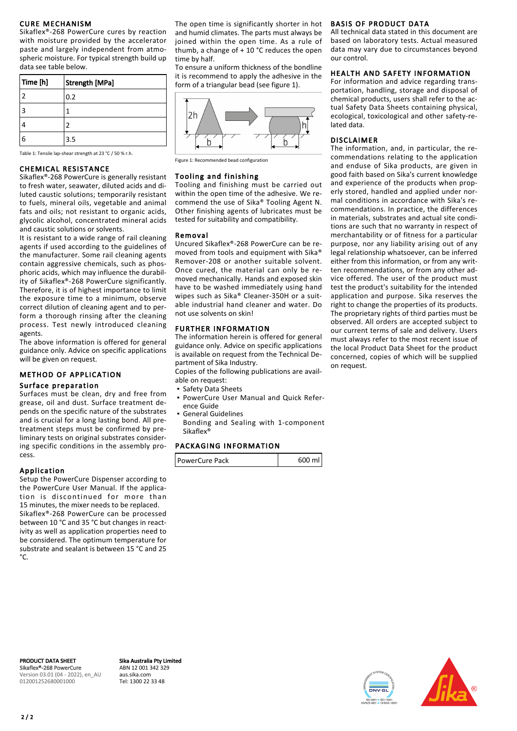## CURE MECHANISM

Sikaflex®-268 PowerCure cures by reaction with moisture provided by the accelerator paste and largely independent from atmospheric moisture. For typical strength build up data see table below.

| Time [h] | Strength [MPa] |
|---|---|
| 2 | 0.2 |
| 3 | 1 |
| 4 | 2 |
| 6 | 3.5 |

Table 1: Tensile lap-shear strength at 23 °C / 50 % r.h.

## CHEMICAL RESISTANCE

Sikaflex®-268 PowerCure is generally resistant to fresh water, seawater, diluted acids and diluted caustic solutions; temporarily resistant to fuels, mineral oils, vegetable and animal fats and oils; not resistant to organic acids, glycolic alcohol, concentrated mineral acids and caustic solutions or solvents.

It is resistant to a wide range of rail cleaning agents if used according to the guidelines of the manufacturer. Some rail cleaning agents contain aggressive chemicals, such as phosphoric acids, which may influence the durability of Sikaflex®-268 PowerCure significantly. Therefore, it is of highest importance to limit the exposure time to a minimum, observe correct dilution of cleaning agent and to perform a thorough rinsing after the cleaning process. Test newly introduced cleaning agents.

The above information is offered for general guidance only. Advice on specific applications will be given on request.

## METHOD OF APPLICATION

### Surface preparation

Surfaces must be clean, dry and free from grease, oil and dust. Surface treatment depends on the specific nature of the substrates and is crucial for a long lasting bond. All pretreatment steps must be confirmed by preliminary tests on original substrates considering specific conditions in the assembly process.

### Application

Setup the PowerCure Dispenser according to the PowerCure User Manual. If the application is discontinued for more than 15 minutes, the mixer needs to be replaced.

Sikaflex®-268 PowerCure can be processed between 10 °C and 35 °C but changes in reactivity as well as application properties need to be considered. The optimum temperature for substrate and sealant is between 15 °C and 25 °C.

The open time is significantly shorter in hot and humid climates. The parts must always be joined within the open time. As a rule of thumb, a change of + 10 °C reduces the open time by half.

To ensure a uniform thickness of the bondline it is recommend to apply the adhesive in the form of a triangular bead (see figure 1).

2h
h
b
b

Figure 1: Recommended bead configuration

### Tooling and finishing

Tooling and finishing must be carried out within the open time of the adhesive. We recommend the use of Sika® Tooling Agent N. Other finishing agents of lubricates must be tested for suitability and compatibility.

### Removal

Uncured Sikaflex®-268 PowerCure can be removed from tools and equipment with Sika® Remover-208 or another suitable solvent. Once cured, the material can only be removed mechanically. Hands and exposed skin have to be washed immediately using hand wipes such as Sika® Cleaner-350H or a suitable industrial hand cleaner and water. Do not use solvents on skin!

## FURTHER INFORMATION

The information herein is offered for general guidance only. Advice on specific applications is available on request from the Technical Department of Sika Industry.

Copies of the following publications are available on request:

- Safety Data Sheets
- PowerCure User Manual and Quick Reference Guide
- General Guidelines
  Bonding and Sealing with 1-component Sikaflex®

## PACKAGING INFORMATION

| | |
|---|---|
| PowerCure Pack | 600 ml |

## BASIS OF PRODUCT DATA

All technical data stated in this document are based on laboratory tests. Actual measured data may vary due to circumstances beyond our control.

## HEALTH AND SAFETY INFORMATION

For information and advice regarding transportation, handling, storage and disposal of chemical products, users shall refer to the actual Safety Data Sheets containing physical, ecological, toxicological and other safety-related data.

## DISCLAIMER

The information, and, in particular, the recommendations relating to the application and enduse of Sika products, are given in good faith based on Sika's current knowledge and experience of the products when properly stored, handled and applied under normal conditions in accordance with Sika's recommendations. In practice, the differences in materials, substrates and actual site conditions are such that no warranty in respect of merchantability or of fitness for a particular purpose, nor any liability arising out of any legal relationship whatsoever, can be inferred either from this information, or from any written recommendations, or from any other advice offered. The user of the product must test the product's suitability for the intended application and purpose. Sika reserves the right to change the properties of its products. The proprietary rights of third parties must be observed. All orders are accepted subject to our current terms of sale and delivery. Users must always refer to the most recent issue of the local Product Data Sheet for the product concerned, copies of which will be supplied on request.

**PRODUCT DATA SHEET**
**Sikaflex®-268 PowerCure**
Version 03.01 (04 - 2022), en_AU
012001252680001000

**Sika Australia Pty Limited**
ABN 12 001 342 329
aus.sika.com
Tel: 1300 22 33 48